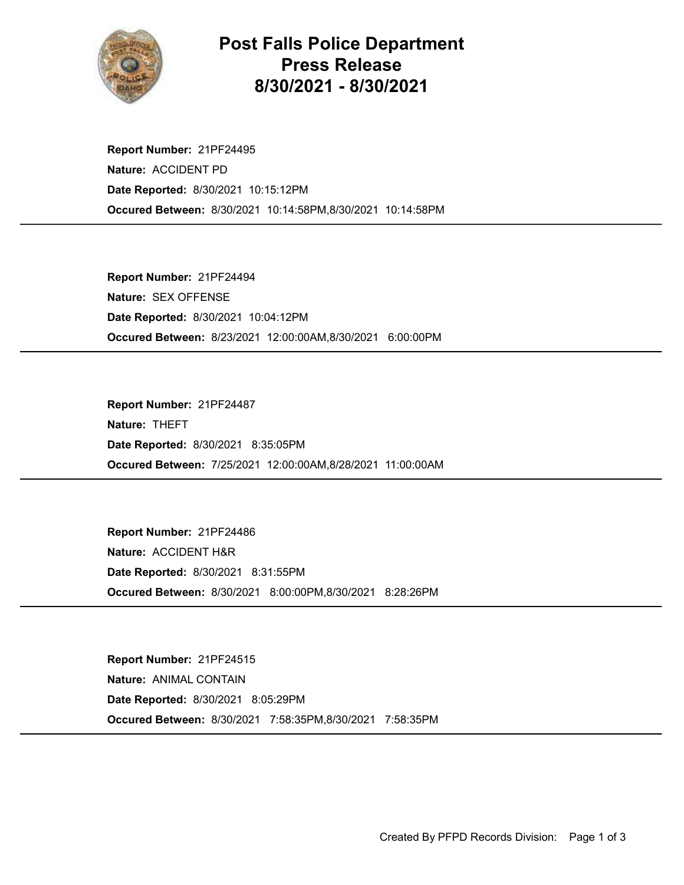# Post Falls Police Department
# Press Release
# 8/30/2021 - 8/30/2021

**Report Number:** 21PF24495
**Nature:** ACCIDENT PD
**Date Reported:** 8/30/2021 10:15:12PM
**Occured Between:** 8/30/2021 10:14:58PM,8/30/2021 10:14:58PM

---

**Report Number:** 21PF24494
**Nature:** SEX OFFENSE
**Date Reported:** 8/30/2021 10:04:12PM
**Occured Between:** 8/23/2021 12:00:00AM,8/30/2021 6:00:00PM

---

**Report Number:** 21PF24487
**Nature:** THEFT
**Date Reported:** 8/30/2021 8:35:05PM
**Occured Between:** 7/25/2021 12:00:00AM,8/28/2021 11:00:00AM

---

**Report Number:** 21PF24486
**Nature:** ACCIDENT H&R
**Date Reported:** 8/30/2021 8:31:55PM
**Occured Between:** 8/30/2021 8:00:00PM,8/30/2021 8:28:26PM

---

**Report Number:** 21PF24515
**Nature:** ANIMAL CONTAIN
**Date Reported:** 8/30/2021 8:05:29PM
**Occured Between:** 8/30/2021 7:58:35PM,8/30/2021 7:58:35PM

---

Created By PFPD Records Division: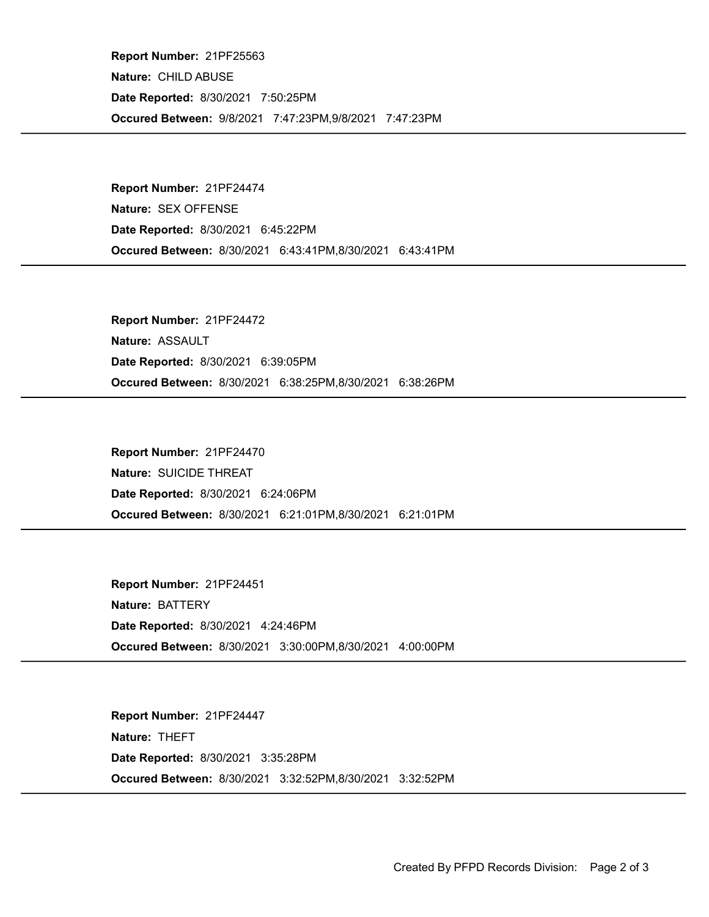**Report Number:** 21PF25563

**Nature:** CHILD ABUSE

**Date Reported:** 8/30/2021 7:50:25PM

**Occured Between:** 9/8/2021 7:47:23PM,9/8/2021 7:47:23PM

---

**Report Number:** 21PF24474

**Nature:** SEX OFFENSE

**Date Reported:** 8/30/2021 6:45:22PM

**Occured Between:** 8/30/2021 6:43:41PM,8/30/2021 6:43:41PM

---

**Report Number:** 21PF24472

**Nature:** ASSAULT

**Date Reported:** 8/30/2021 6:39:05PM

**Occured Between:** 8/30/2021 6:38:25PM,8/30/2021 6:38:26PM

---

**Report Number:** 21PF24470

**Nature:** SUICIDE THREAT

**Date Reported:** 8/30/2021 6:24:06PM

**Occured Between:** 8/30/2021 6:21:01PM,8/30/2021 6:21:01PM

---

**Report Number:** 21PF24451

**Nature:** BATTERY

**Date Reported:** 8/30/2021 4:24:46PM

**Occured Between:** 8/30/2021 3:30:00PM,8/30/2021 4:00:00PM

---

**Report Number:** 21PF24447

**Nature:** THEFT

**Date Reported:** 8/30/2021 3:35:28PM

**Occured Between:** 8/30/2021 3:32:52PM,8/30/2021 3:32:52PM

---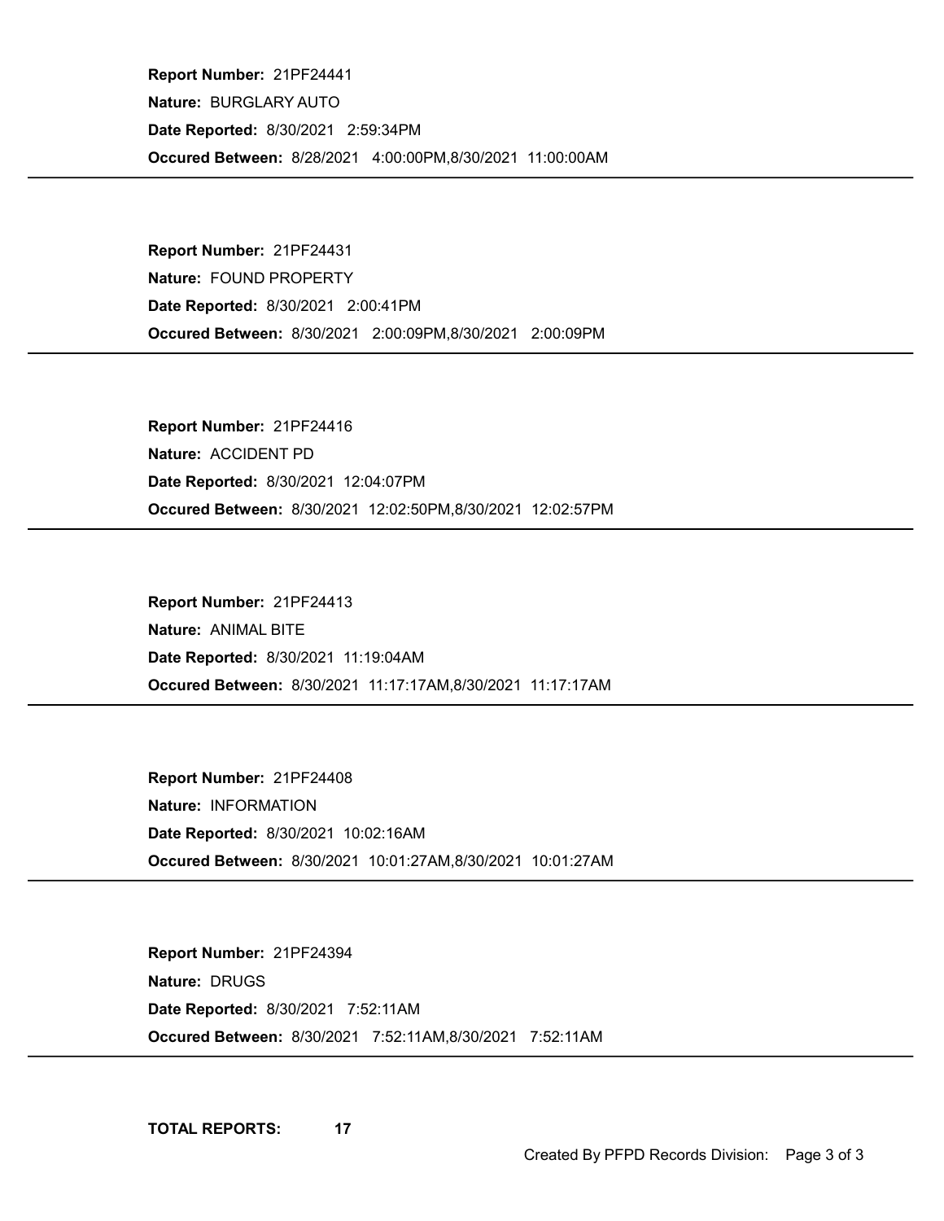**Report Number:** 21PF24441

**Nature:** BURGLARY AUTO

**Date Reported:** 8/30/2021 2:59:34PM

**Occured Between:** 8/28/2021 4:00:00PM,8/30/2021 11:00:00AM

---

**Report Number:** 21PF24431

**Nature:** FOUND PROPERTY

**Date Reported:** 8/30/2021 2:00:41PM

**Occured Between:** 8/30/2021 2:00:09PM,8/30/2021 2:00:09PM

---

**Report Number:** 21PF24416

**Nature:** ACCIDENT PD

**Date Reported:** 8/30/2021 12:04:07PM

**Occured Between:** 8/30/2021 12:02:50PM,8/30/2021 12:02:57PM

---

**Report Number:** 21PF24413

**Nature:** ANIMAL BITE

**Date Reported:** 8/30/2021 11:19:04AM

**Occured Between:** 8/30/2021 11:17:17AM,8/30/2021 11:17:17AM

---

**Report Number:** 21PF24408

**Nature:** INFORMATION

**Date Reported:** 8/30/2021 10:02:16AM

**Occured Between:** 8/30/2021 10:01:27AM,8/30/2021 10:01:27AM

---

**Report Number:** 21PF24394

**Nature:** DRUGS

**Date Reported:** 8/30/2021 7:52:11AM

**Occured Between:** 8/30/2021 7:52:11AM,8/30/2021 7:52:11AM

---

**TOTAL REPORTS:** **17**

Created By PFPD Records Division: